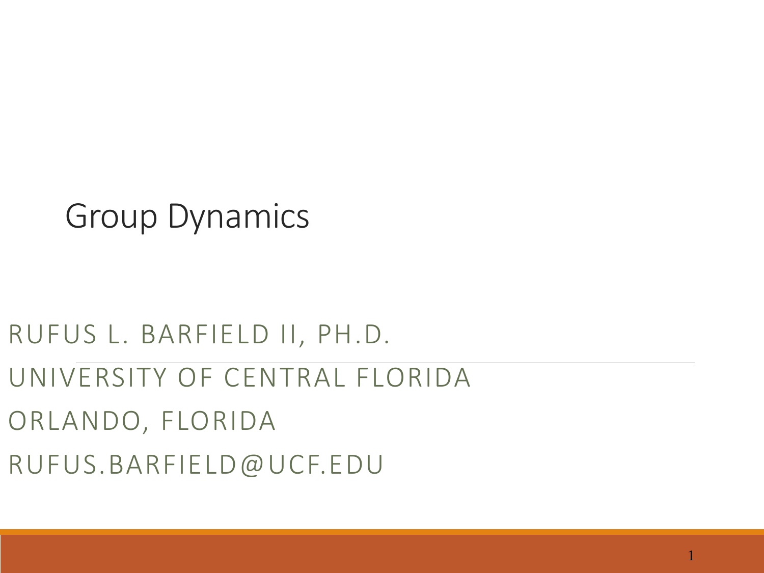# Group Dynamics

RUFUS L. BARFIELD II, PH.D.

UNIVERSITY OF CENTRAL FLORIDA

ORLANDO, FLORIDA

RUFUS.BARFIELD@UCF.EDU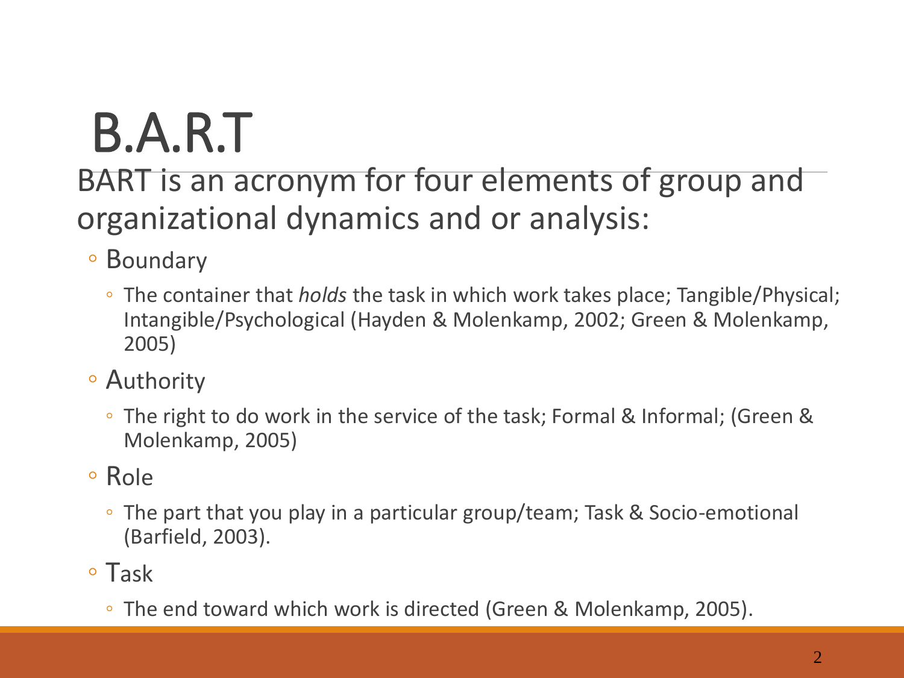# B.A.R.T

BART is an acronym for four elements of group and organizational dynamics and or analysis:

- Boundary
  - The container that *holds* the task in which work takes place; Tangible/Physical; Intangible/Psychological (Hayden & Molenkamp, 2002; Green & Molenkamp, 2005)
- Authority
  - The right to do work in the service of the task; Formal & Informal; (Green & Molenkamp, 2005)
- Role
  - The part that you play in a particular group/team; Task & Socio-emotional (Barfield, 2003).
- Task
  - The end toward which work is directed (Green & Molenkamp, 2005).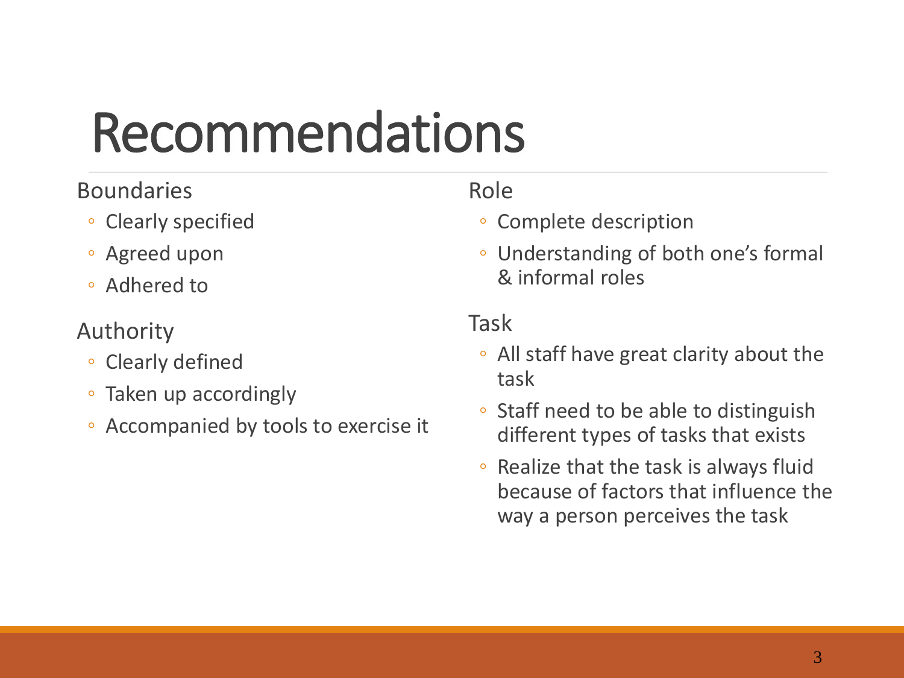# Recommendations

Boundaries

- Clearly specified
- Agreed upon
- Adhered to

Authority

- Clearly defined
- Taken up accordingly
- Accompanied by tools to exercise it

Role

- Complete description
- Understanding of both one's formal & informal roles

Task

- All staff have great clarity about the task
- Staff need to be able to distinguish different types of tasks that exists
- Realize that the task is always fluid because of factors that influence the way a person perceives the task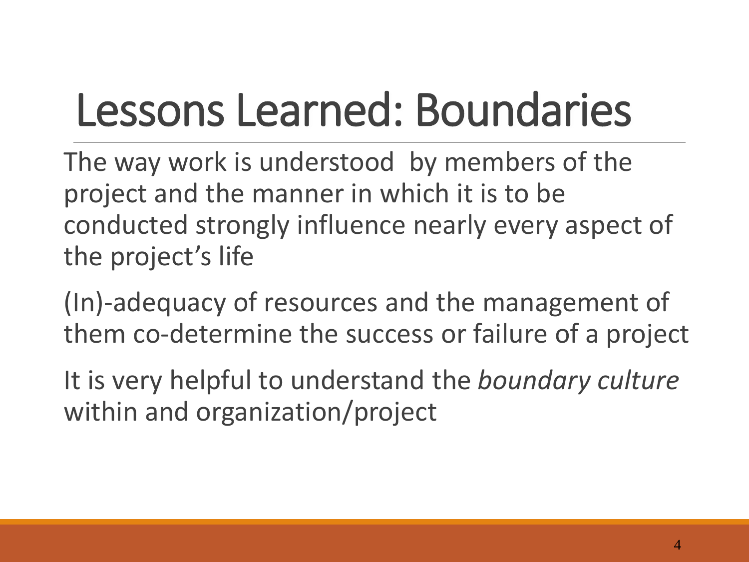# Lessons Learned: Boundaries

The way work is understood  by members of the project and the manner in which it is to be conducted strongly influence nearly every aspect of the project's life

(In)-adequacy of resources and the management of them co-determine the success or failure of a project

It is very helpful to understand the *boundary culture* within and organization/project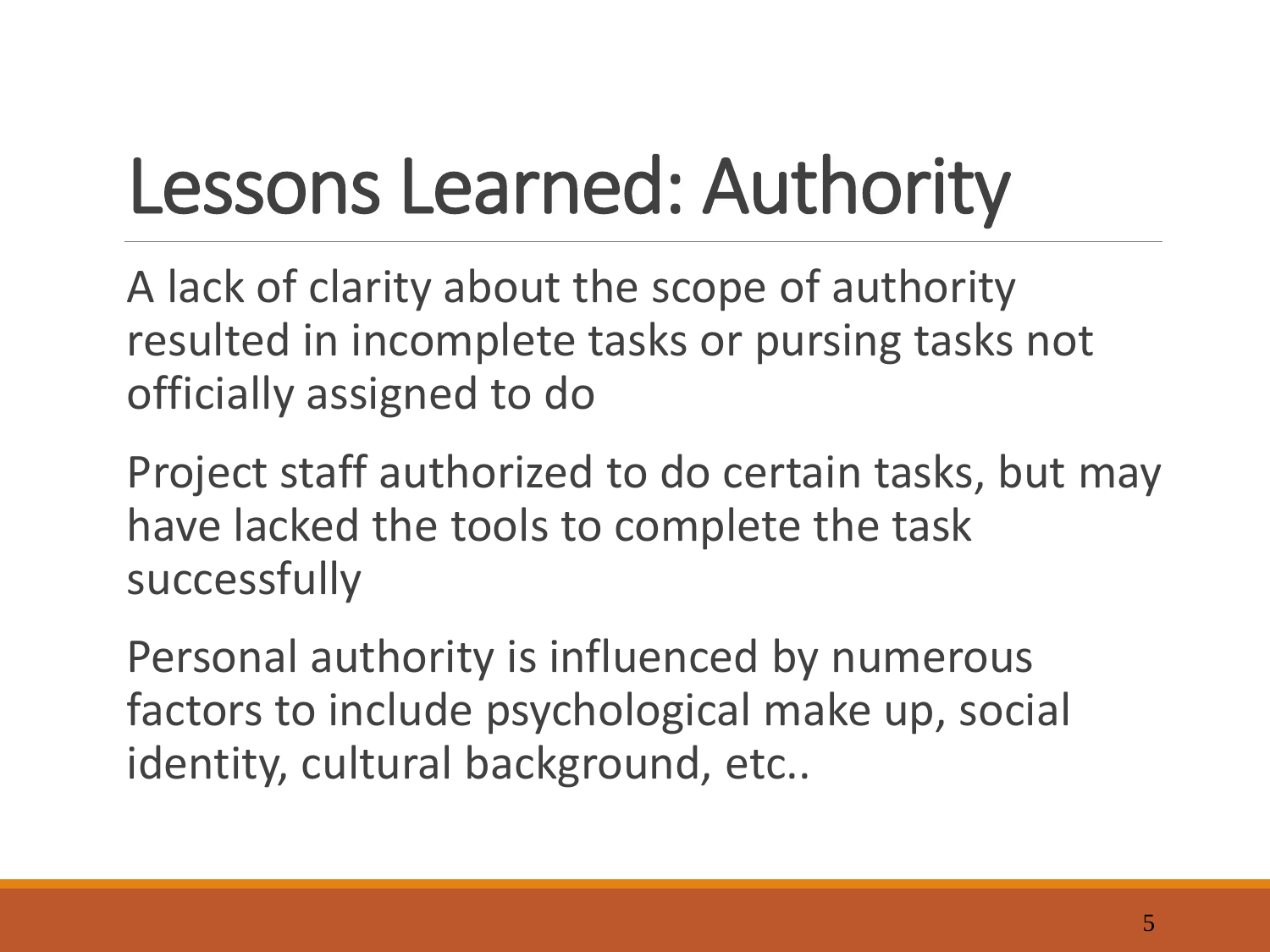# Lessons Learned: Authority

A lack of clarity about the scope of authority resulted in incomplete tasks or pursing tasks not officially assigned to do

Project staff authorized to do certain tasks, but may have lacked the tools to complete the task successfully

Personal authority is influenced by numerous factors to include psychological make up, social identity, cultural background, etc..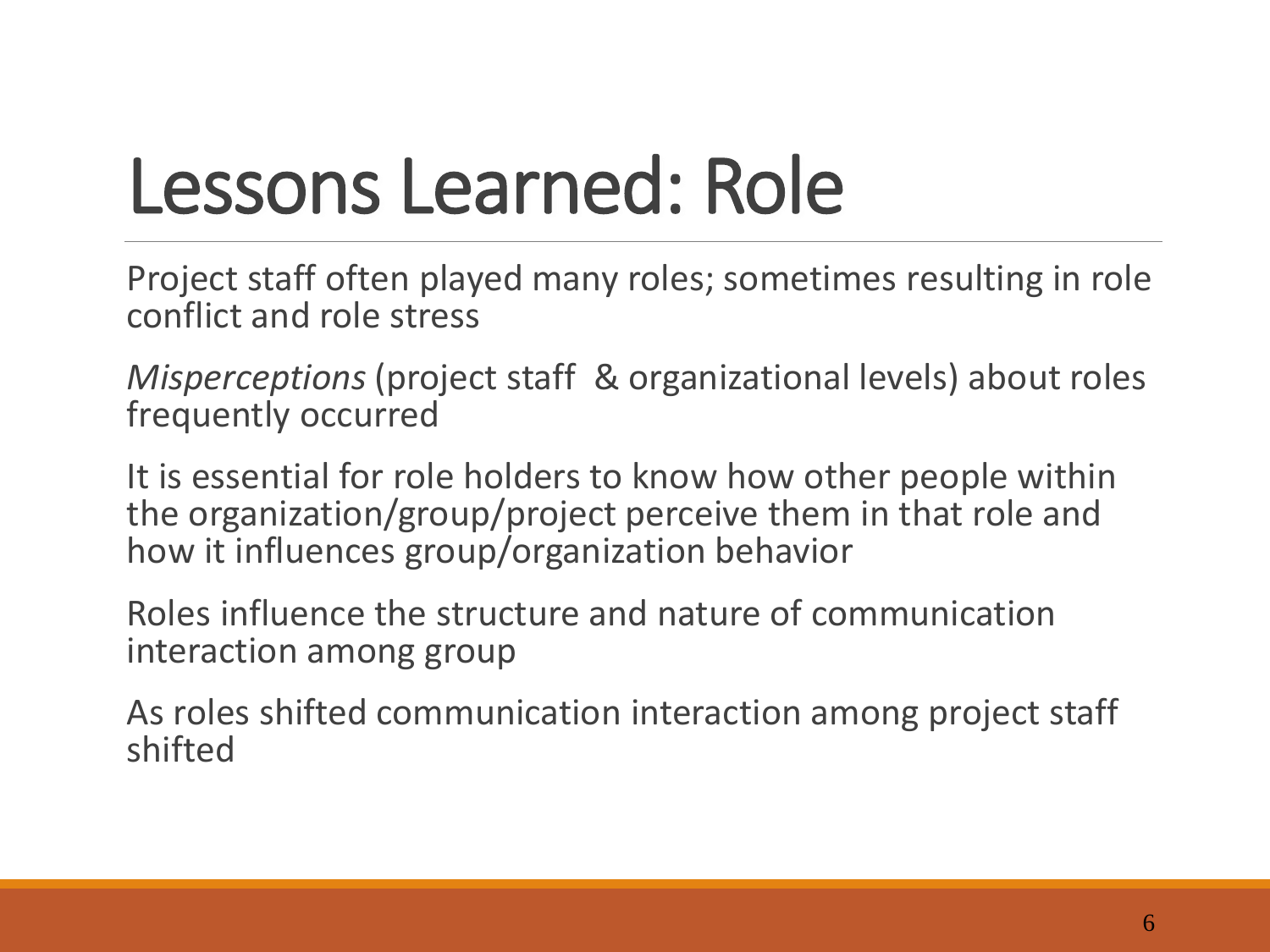# Lessons Learned: Role

Project staff often played many roles; sometimes resulting in role conflict and role stress

*Misperceptions* (project staff & organizational levels) about roles frequently occurred

It is essential for role holders to know how other people within the organization/group/project perceive them in that role and how it influences group/organization behavior

Roles influence the structure and nature of communication interaction among group

As roles shifted communication interaction among project staff shifted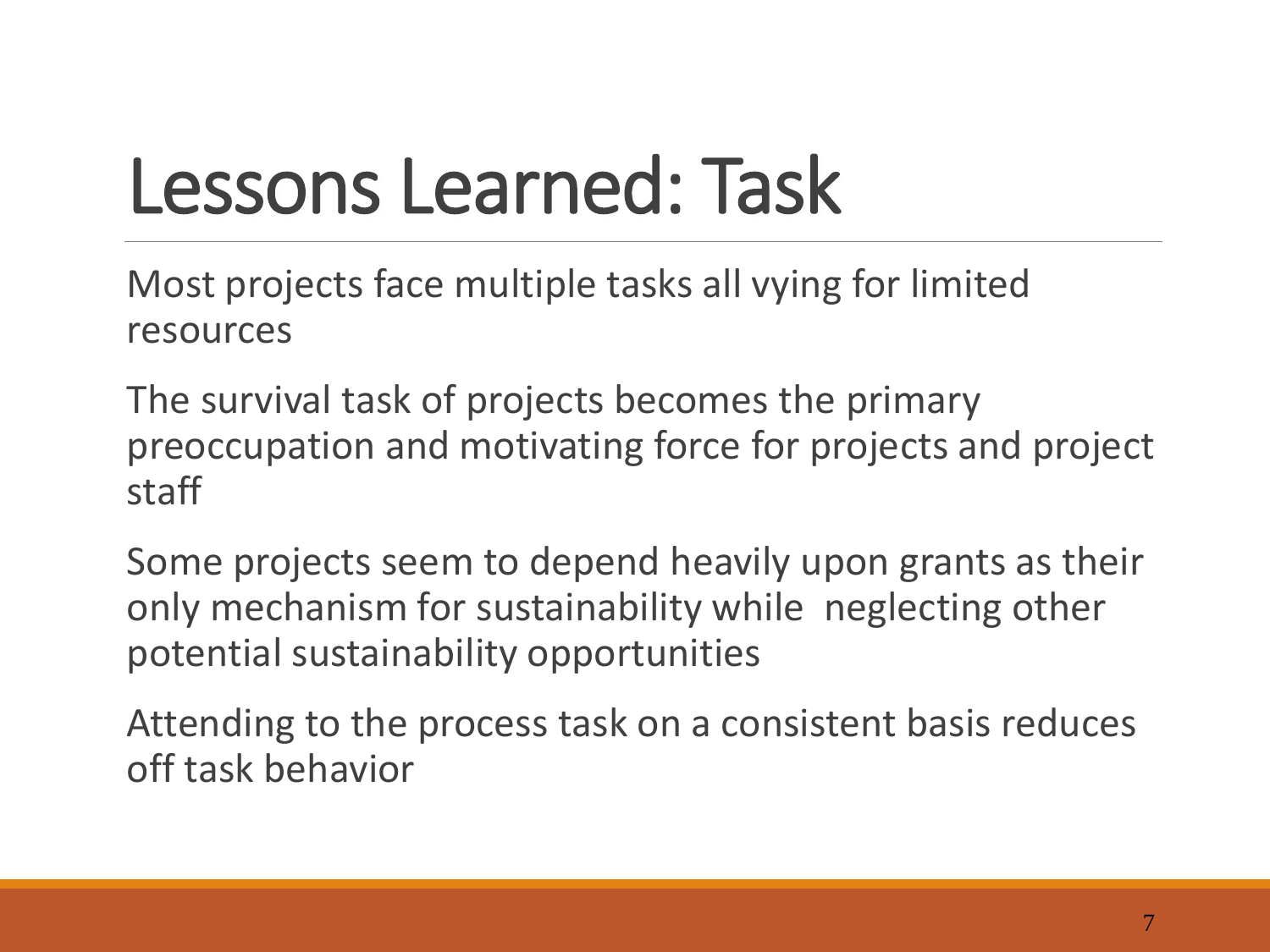# Lessons Learned: Task

Most projects face multiple tasks all vying for limited resources

The survival task of projects becomes the primary preoccupation and motivating force for projects and project staff

Some projects seem to depend heavily upon grants as their only mechanism for sustainability while neglecting other potential sustainability opportunities

Attending to the process task on a consistent basis reduces off task behavior